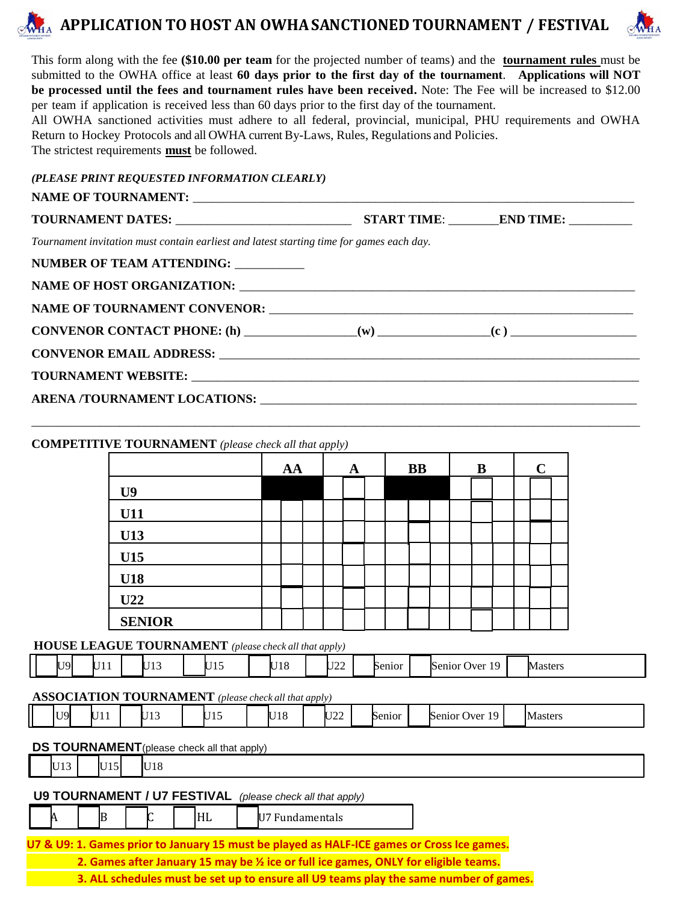# APPLICATION TO HOST AN OWHA SANCTIONED TOURNAMENT / FESTIVAL

This form along with the fee **($10.00 per team** for the projected number of teams) and the **tournament rules** must be submitted to the OWHA office at least **60 days prior to the first day of the tournament**. **Applications will NOT be processed until the fees and tournament rules have been received.** Note: The Fee will be increased to $12.00 per team if application is received less than 60 days prior to the first day of the tournament.

All OWHA sanctioned activities must adhere to all federal, provincial, municipal, PHU requirements and OWHA Return to Hockey Protocols and all OWHA current By-Laws, Rules, Regulations and Policies.

The strictest requirements **must** be followed.

***(PLEASE PRINT REQUESTED INFORMATION CLEARLY)***

**NAME OF TOURNAMENT:** ______________________________

**TOURNAMENT DATES:** ______________________ **START TIME**: ________ **END TIME:** __________

*Tournament invitation must contain earliest and latest starting time for games each day.*

**NUMBER OF TEAM ATTENDING:** ___________

**NAME OF HOST ORGANIZATION:** ______________________________

**NAME OF TOURNAMENT CONVENOR:** ______________________________

**CONVENOR CONTACT PHONE: (h)** _______________ **(w)** _______________ **(c )** _______________

**CONVENOR EMAIL ADDRESS:** ______________________________

**TOURNAMENT WEBSITE:** ______________________________

**ARENA /TOURNAMENT LOCATIONS:** ______________________________

---

**COMPETITIVE TOURNAMENT** *(please check all that apply)*

| | AA | A | BB | B | C |
|---|---|---|---|---|---|
| **U9** | ■ | ☐ | ■ | ☐ | ☐ |
| **U11** | ☐ | ☐ | ☐ | ☐ | ☐ |
| **U13** | ☐ | ☐ | ☐ | ☐ | ☐ |
| **U15** | ☐ | ☐ | ☐ | ☐ | ☐ |
| **U18** | ☐ | ☐ | ☐ | ☐ | ☐ |
| **U22** | ☐ | ☐ | ☐ | ☐ | ☐ |
| **SENIOR** | ☐ | ☐ | ☐ | ☐ | ☐ |

**HOUSE LEAGUE TOURNAMENT** *(please check all that apply)*

☐ U9 ☐ U11 ☐ U13 ☐ U15 ☐ U18 ☐ U22 ☐ Senior ☐ Senior Over 19 ☐ Masters

**ASSOCIATION TOURNAMENT** *(please check all that apply)*

☐ U9 ☐ U11 ☐ U13 ☐ U15 ☐ U18 ☐ U22 ☐ Senior ☐ Senior Over 19 ☐ Masters

**DS TOURNAMENT** (please check all that apply)

☐ U13 ☐ U15 ☐ U18

**U9 TOURNAMENT / U7 FESTIVAL** *(please check all that apply)*

☐ A ☐ B ☐ C ☐ HL ☐ U7 Fundamentals

**U7 & U9: 1. Games prior to January 15 must be played as HALF-ICE games or Cross Ice games.**

**2. Games after January 15 may be ½ ice or full ice games, ONLY for eligible teams.**

**3. ALL schedules must be set up to ensure all U9 teams play the same number of games.**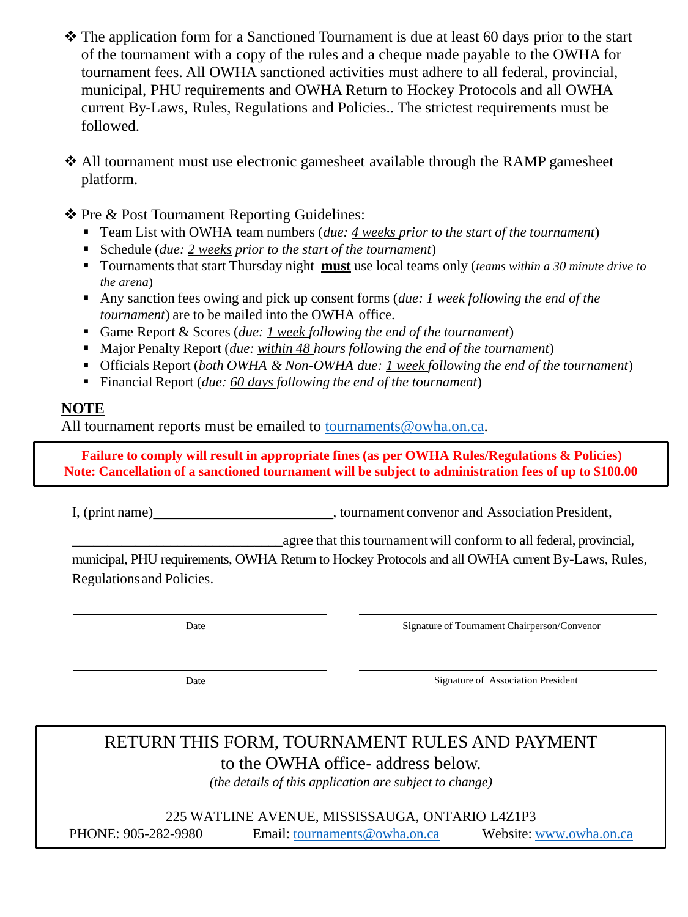- ❖ The application form for a Sanctioned Tournament is due at least 60 days prior to the start of the tournament with a copy of the rules and a cheque made payable to the OWHA for tournament fees. All OWHA sanctioned activities must adhere to all federal, provincial, municipal, PHU requirements and OWHA Return to Hockey Protocols and all OWHA current By-Laws, Rules, Regulations and Policies.. The strictest requirements must be followed.

- ❖ All tournament must use electronic gamesheet available through the RAMP gamesheet platform.

- ❖ Pre & Post Tournament Reporting Guidelines:
  - Team List with OWHA team numbers (*due: 4 weeks prior to the start of the tournament*)
  - Schedule (*due: 2 weeks prior to the start of the tournament*)
  - Tournaments that start Thursday night **must** use local teams only (*teams within a 30 minute drive to the arena*)
  - Any sanction fees owing and pick up consent forms (*due: 1 week following the end of the tournament*) are to be mailed into the OWHA office.
  - Game Report & Scores (*due: 1 week following the end of the tournament*)
  - Major Penalty Report (*due: within 48 hours following the end of the tournament*)
  - Officials Report (*both OWHA & Non-OWHA due: 1 week following the end of the tournament*)
  - Financial Report (*due: 60 days following the end of the tournament*)

**NOTE**

All tournament reports must be emailed to tournaments@owha.on.ca.

**Failure to comply will result in appropriate fines (as per OWHA Rules/Regulations & Policies)**
**Note: Cancellation of a sanctioned tournament will be subject to administration fees of up to $100.00**

I, (print name)\_\_\_\_\_\_\_\_\_\_\_\_\_\_\_\_\_\_\_\_\_\_\_\_\_\_, tournament convenor and Association President,

\_\_\_\_\_\_\_\_\_\_\_\_\_\_\_\_\_\_\_\_\_\_\_\_\_\_\_\_\_\_agree that this tournament will conform to all federal, provincial, municipal, PHU requirements, OWHA Return to Hockey Protocols and all OWHA current By-Laws, Rules, Regulations and Policies.

\_\_\_\_\_\_\_\_\_\_\_\_\_\_\_\_\_\_\_\_\_\_\_\_\_\_\_\_\_\_ \_\_\_\_\_\_\_\_\_\_\_\_\_\_\_\_\_\_\_\_\_\_\_\_\_\_\_\_\_\_

Date — Signature of Tournament Chairperson/Convenor

\_\_\_\_\_\_\_\_\_\_\_\_\_\_\_\_\_\_\_\_\_\_\_\_\_\_\_\_\_\_ \_\_\_\_\_\_\_\_\_\_\_\_\_\_\_\_\_\_\_\_\_\_\_\_\_\_\_\_\_\_

Date — Signature of Association President

RETURN THIS FORM, TOURNAMENT RULES AND PAYMENT
to the OWHA office- address below.
*(the details of this application are subject to change)*

225 WATLINE AVENUE, MISSISSAUGA, ONTARIO L4Z1P3
PHONE: 905-282-9980 Email: tournaments@owha.on.ca Website: www.owha.on.ca